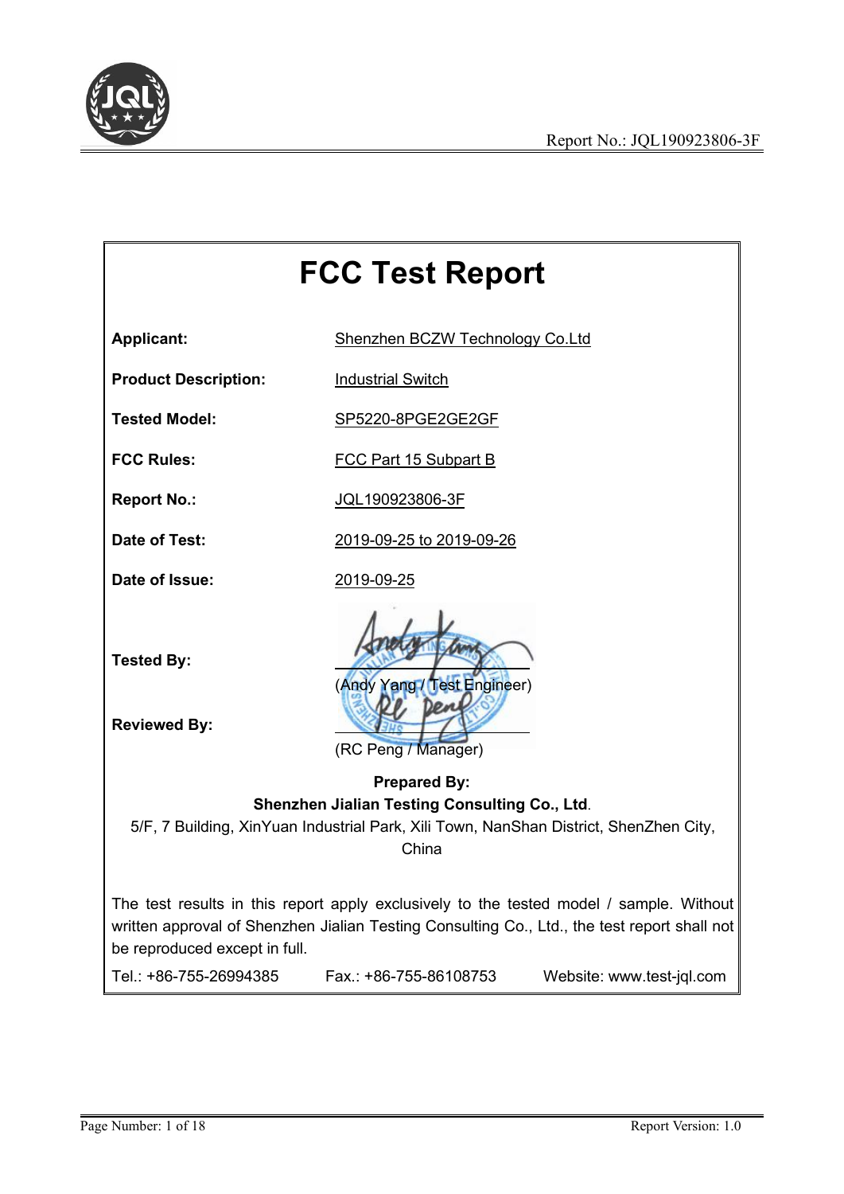# FCC Test Report

**Applicant:** Shenzhen BCZW Technology Co.Ltd

**Product Description:** Industrial Switch

**Tested Model:** SP5220-8PGE2GE2GF

**FCC Rules:** FCC Part 15 Subpart B

**Report No.:** JQL190923806-3F

**Date of Test:** 2019-09-25 to 2019-09-26

**Date of Issue:** 2019-09-25

**Tested By:**

(Andy Yang / Test Engineer)

**Reviewed By:**

(RC Peng / Manager)

**Prepared By:**

**Shenzhen Jialian Testing Consulting Co., Ltd**.

5/F, 7 Building, XinYuan Industrial Park, Xili Town, NanShan District, ShenZhen City, China

The test results in this report apply exclusively to the tested model / sample. Without written approval of Shenzhen Jialian Testing Consulting Co., Ltd., the test report shall not be reproduced except in full.

Tel.: +86-755-26994385 Fax.: +86-755-86108753 Website: www.test-jql.com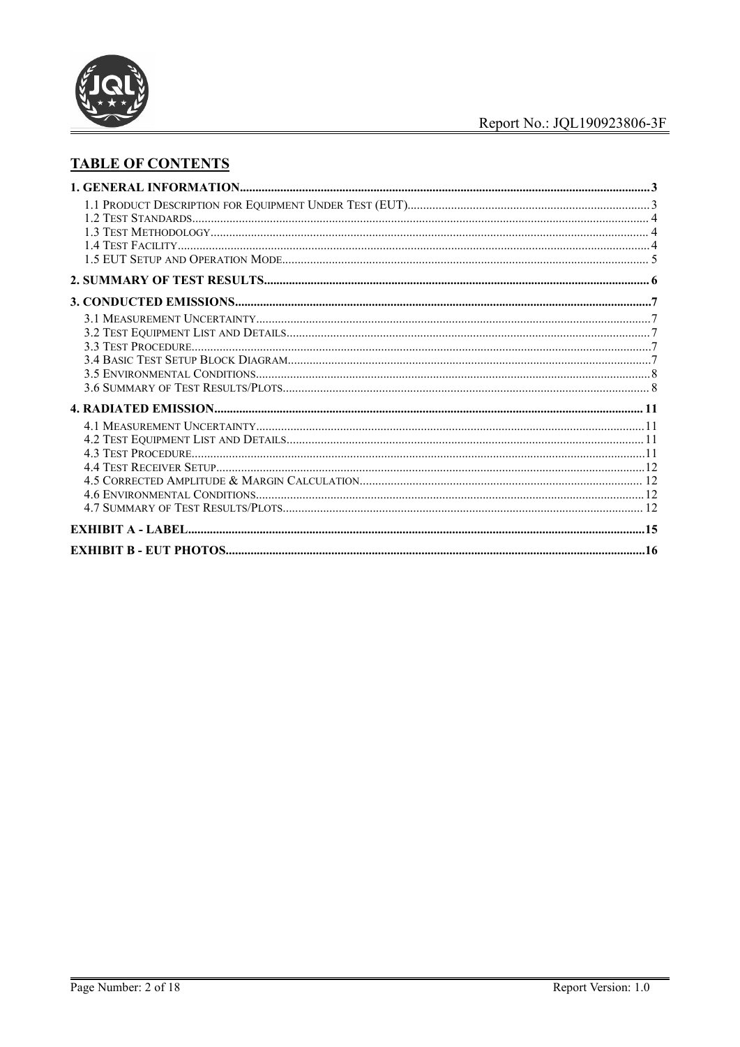## TABLE OF CONTENTS

| | |
|---|---|
| **1. GENERAL INFORMATION** | **3** |
| 1.1 Product Description for Equipment Under Test (EUT) | 3 |
| 1.2 Test Standards | 4 |
| 1.3 Test Methodology | 4 |
| 1.4 Test Facility | 4 |
| 1.5 EUT Setup and Operation Mode | 5 |
| **2. SUMMARY OF TEST RESULTS** | **6** |
| **3. CONDUCTED EMISSIONS** | **7** |
| 3.1 Measurement Uncertainty | 7 |
| 3.2 Test Equipment List and Details | 7 |
| 3.3 Test Procedure | 7 |
| 3.4 Basic Test Setup Block Diagram | 7 |
| 3.5 Environmental Conditions | 8 |
| 3.6 Summary of Test Results/Plots | 8 |
| **4. RADIATED EMISSION** | **11** |
| 4.1 Measurement Uncertainty | 11 |
| 4.2 Test Equipment List and Details | 11 |
| 4.3 Test Procedure | 11 |
| 4.4 Test Receiver Setup | 12 |
| 4.5 Corrected Amplitude & Margin Calculation | 12 |
| 4.6 Environmental Conditions | 12 |
| 4.7 Summary of Test Results/Plots | 12 |
| **EXHIBIT A - LABEL** | **15** |
| **EXHIBIT B - EUT PHOTOS** | **16** |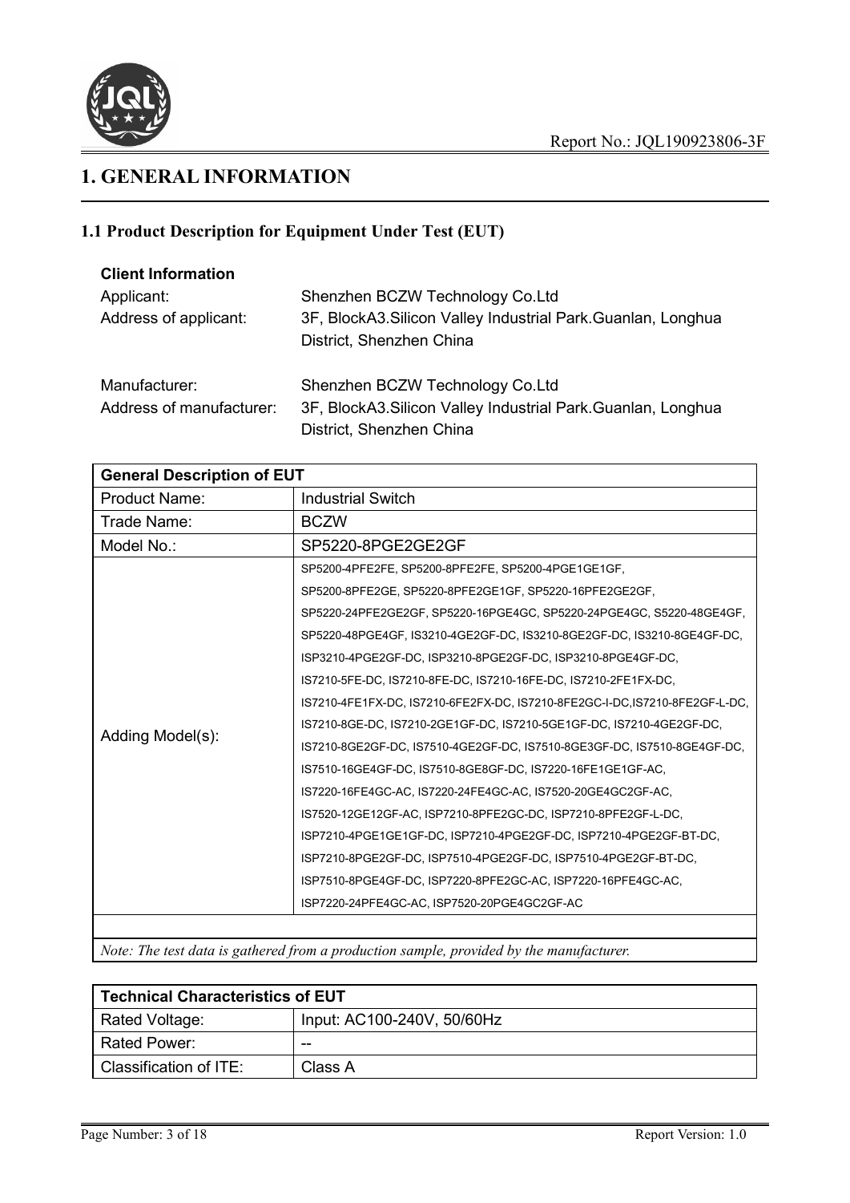# 1. GENERAL INFORMATION

## 1.1 Product Description for Equipment Under Test (EUT)

**Client Information**

Applicant: Shenzhen BCZW Technology Co.Ltd

Address of applicant: 3F, BlockA3.Silicon Valley Industrial Park.Guanlan, Longhua District, Shenzhen China

Manufacturer: Shenzhen BCZW Technology Co.Ltd

Address of manufacturer: 3F, BlockA3.Silicon Valley Industrial Park.Guanlan, Longhua District, Shenzhen China

| General Description of EUT | |
|---|---|
| Product Name: | Industrial Switch |
| Trade Name: | BCZW |
| Model No.: | SP5220-8PGE2GE2GF |
| Adding Model(s): | SP5200-4PFE2FE, SP5200-8PFE2FE, SP5200-4PGE1GE1GF, SP5200-8PFE2GE, SP5220-8PFE2GE1GF, SP5220-16PFE2GE2GF, SP5220-24PFE2GE2GF, SP5220-16PGE4GC, SP5220-24PGE4GC, S5220-48GE4GF, SP5220-48PGE4GF, IS3210-4GE2GF-DC, IS3210-8GE2GF-DC, IS3210-8GE4GF-DC, ISP3210-4PGE2GF-DC, ISP3210-8PGE2GF-DC, ISP3210-8PGE4GF-DC, IS7210-5FE-DC, IS7210-8FE-DC, IS7210-16FE-DC, IS7210-2FE1FX-DC, IS7210-4FE1FX-DC, IS7210-6FE2FX-DC, IS7210-8FE2GC-I-DC,IS7210-8FE2GF-L-DC, IS7210-8GE-DC, IS7210-2GE1GF-DC, IS7210-5GE1GF-DC, IS7210-4GE2GF-DC, IS7210-8GE2GF-DC, IS7510-4GE2GF-DC, IS7510-8GE3GF-DC, IS7510-8GE4GF-DC, IS7510-16GE4GF-DC, IS7510-8GE8GF-DC, IS7220-16FE1GE1GF-AC, IS7220-16FE4GC-AC, IS7220-24FE4GC-AC, IS7520-20GE4GC2GF-AC, IS7520-12GE12GF-AC, ISP7210-8PFE2GC-DC, ISP7210-8PFE2GF-L-DC, ISP7210-4PGE1GE1GF-DC, ISP7210-4PGE2GF-DC, ISP7210-4PGE2GF-BT-DC, ISP7210-8PGE2GF-DC, ISP7510-4PGE2GF-DC, ISP7510-4PGE2GF-BT-DC, ISP7510-8PGE4GF-DC, ISP7220-8PFE2GC-AC, ISP7220-16PFE4GC-AC, ISP7220-24PFE4GC-AC, ISP7520-20PGE4GC2GF-AC |
| | |
| *Note: The test data is gathered from a production sample, provided by the manufacturer.* | |

| Technical Characteristics of EUT | |
|---|---|
| Rated Voltage: | Input: AC100-240V, 50/60Hz |
| Rated Power: | -- |
| Classification of ITE: | Class A |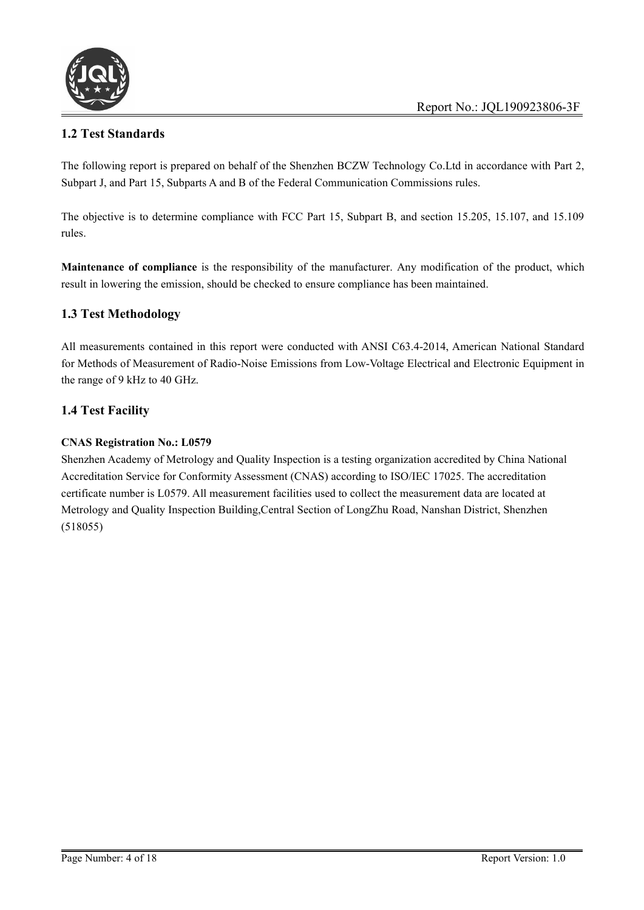## 1.2 Test Standards

The following report is prepared on behalf of the Shenzhen BCZW Technology Co.Ltd in accordance with Part 2, Subpart J, and Part 15, Subparts A and B of the Federal Communication Commissions rules.

The objective is to determine compliance with FCC Part 15, Subpart B, and section 15.205, 15.107, and 15.109 rules.

**Maintenance of compliance** is the responsibility of the manufacturer. Any modification of the product, which result in lowering the emission, should be checked to ensure compliance has been maintained.

## 1.3 Test Methodology

All measurements contained in this report were conducted with ANSI C63.4-2014, American National Standard for Methods of Measurement of Radio-Noise Emissions from Low-Voltage Electrical and Electronic Equipment in the range of 9 kHz to 40 GHz.

## 1.4 Test Facility

**CNAS Registration No.: L0579**

Shenzhen Academy of Metrology and Quality Inspection is a testing organization accredited by China National Accreditation Service for Conformity Assessment (CNAS) according to ISO/IEC 17025. The accreditation certificate number is L0579. All measurement facilities used to collect the measurement data are located at Metrology and Quality Inspection Building,Central Section of LongZhu Road, Nanshan District, Shenzhen (518055)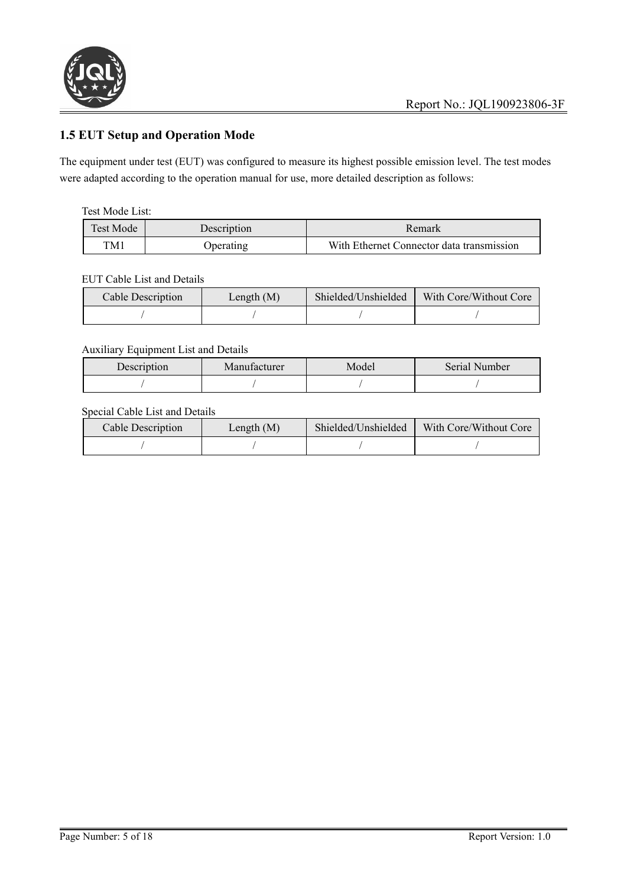## 1.5 EUT Setup and Operation Mode

The equipment under test (EUT) was configured to measure its highest possible emission level. The test modes were adapted according to the operation manual for use, more detailed description as follows:

Test Mode List:

| Test Mode | Description | Remark |
|---|---|---|
| TM1 | Operating | With Ethernet Connector data transmission |

EUT Cable List and Details

| Cable Description | Length (M) | Shielded/Unshielded | With Core/Without Core |
|---|---|---|---|
| / | / | / | / |

Auxiliary Equipment List and Details

| Description | Manufacturer | Model | Serial Number |
|---|---|---|---|
| / | / | / | / |

Special Cable List and Details

| Cable Description | Length (M) | Shielded/Unshielded | With Core/Without Core |
|---|---|---|---|
| / | / | / | / |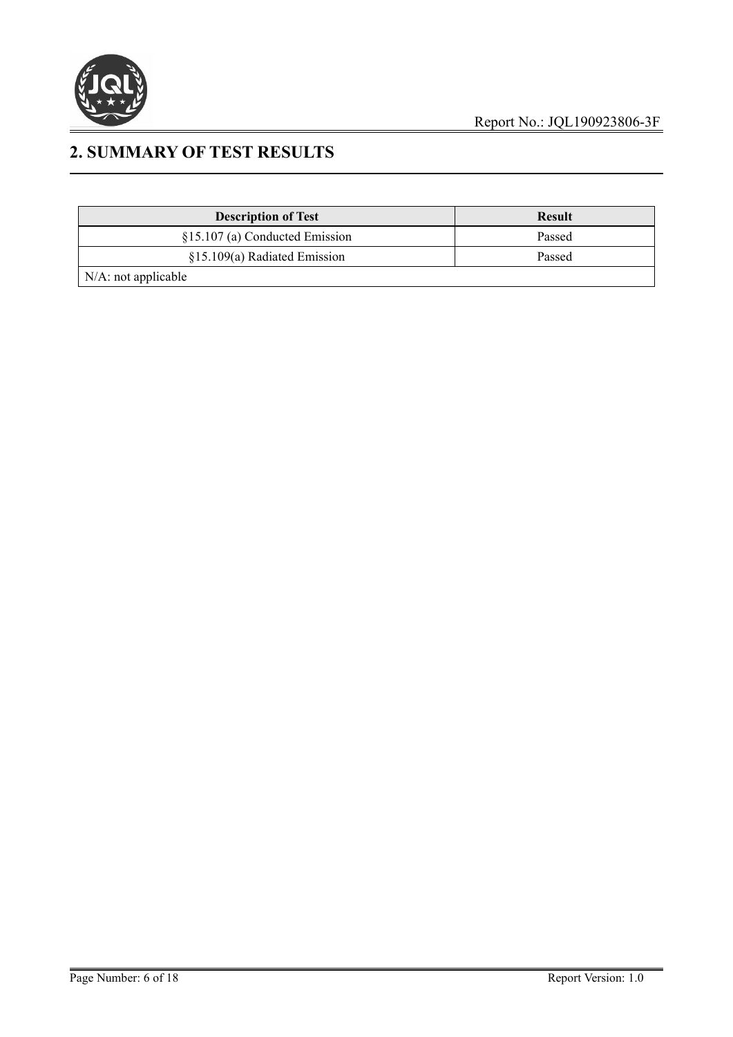## 2. SUMMARY OF TEST RESULTS

| Description of Test | Result |
| --- | --- |
| §15.107 (a) Conducted Emission | Passed |
| §15.109(a) Radiated Emission | Passed |
| N/A: not applicable | |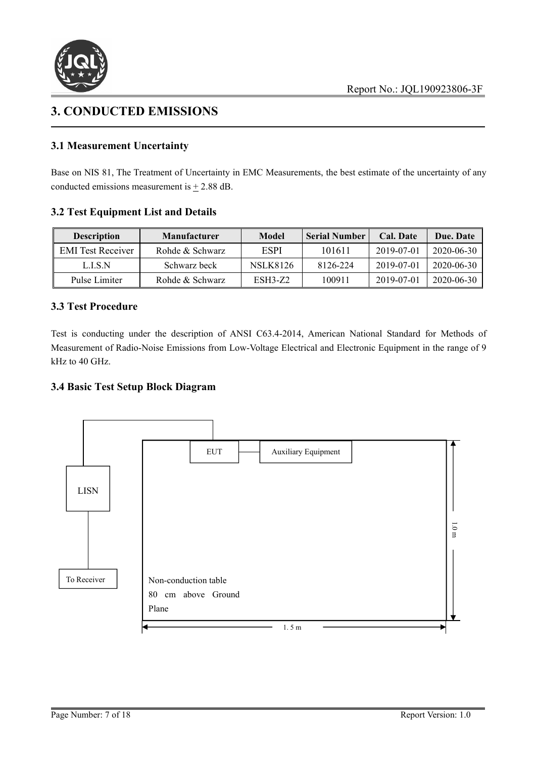# 3. CONDUCTED EMISSIONS

## 3.1 Measurement Uncertainty

Base on NIS 81, The Treatment of Uncertainty in EMC Measurements, the best estimate of the uncertainty of any conducted emissions measurement is $\pm$ 2.88 dB.

## 3.2 Test Equipment List and Details

| Description | Manufacturer | Model | Serial Number | Cal. Date | Due. Date |
|---|---|---|---|---|---|
| EMI Test Receiver | Rohde & Schwarz | ESPI | 101611 | 2019-07-01 | 2020-06-30 |
| L.I.S.N | Schwarz beck | NSLK8126 | 8126-224 | 2019-07-01 | 2020-06-30 |
| Pulse Limiter | Rohde & Schwarz | ESH3-Z2 | 100911 | 2019-07-01 | 2020-06-30 |

## 3.3 Test Procedure

Test is conducting under the description of ANSI C63.4-2014, American National Standard for Methods of Measurement of Radio-Noise Emissions from Low-Voltage Electrical and Electronic Equipment in the range of 9 kHz to 40 GHz.

## 3.4 Basic Test Setup Block Diagram

EUT — Auxiliary Equipment

LISN

To Receiver

Non-conduction table 80 cm above Ground Plane

1.0 m

1.5 m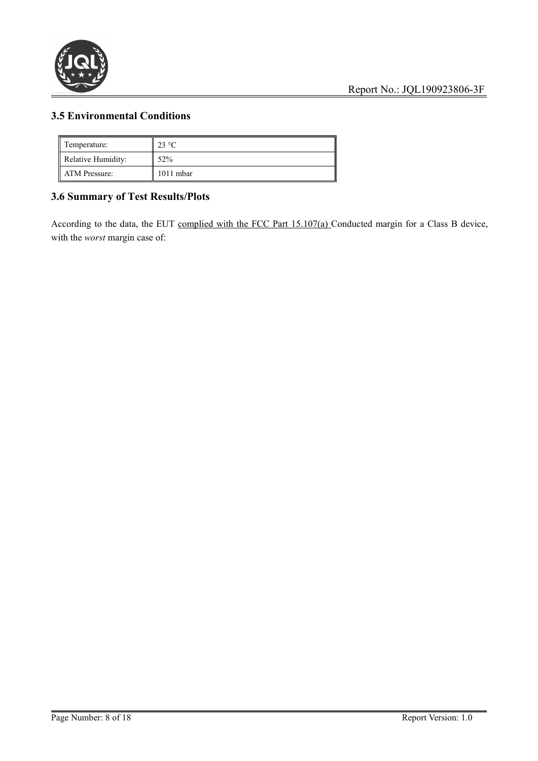### 3.5 Environmental Conditions

| Temperature: | 23 °C |
|---|---|
| Relative Humidity: | 52% |
| ATM Pressure: | 1011 mbar |

### 3.6 Summary of Test Results/Plots

According to the data, the EUT complied with the FCC Part 15.107(a) Conducted margin for a Class B device, with the *worst* margin case of: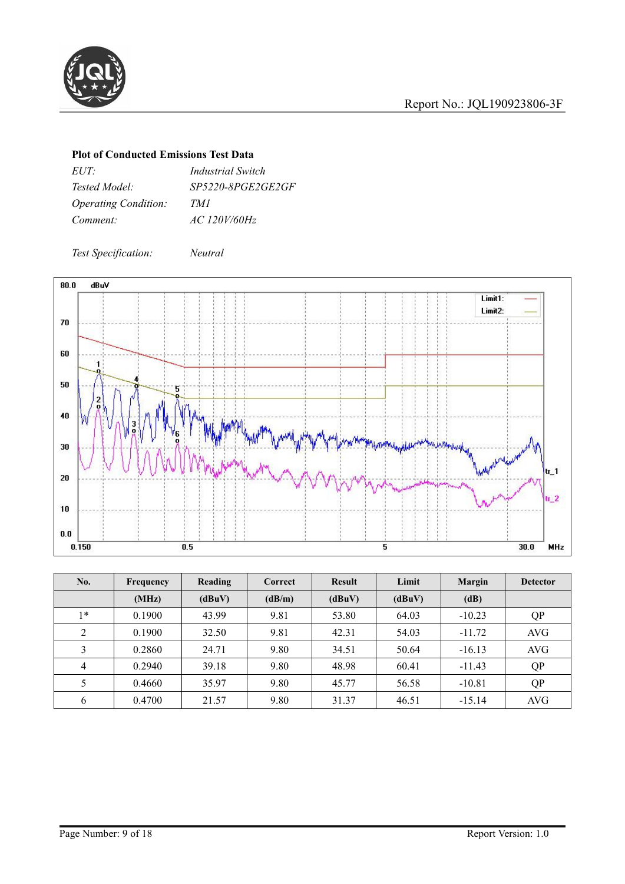**Plot of Conducted Emissions Test Data**

| | |
|---|---|
| *EUT:* | *Industrial Switch* |
| *Tested Model:* | *SP5220-8PGE2GE2GF* |
| *Operating Condition:* | *TM1* |
| *Comment:* | *AC 120V/60Hz* |

*Test Specification:* *Neutral*

| No. | Frequency | Reading | Correct | Result | Limit | Margin | Detector |
|---|---|---|---|---|---|---|---|
| | (MHz) | (dBuV) | (dB/m) | (dBuV) | (dBuV) | (dB) | |
| 1* | 0.1900 | 43.99 | 9.81 | 53.80 | 64.03 | -10.23 | QP |
| 2 | 0.1900 | 32.50 | 9.81 | 42.31 | 54.03 | -11.72 | AVG |
| 3 | 0.2860 | 24.71 | 9.80 | 34.51 | 50.64 | -16.13 | AVG |
| 4 | 0.2940 | 39.18 | 9.80 | 48.98 | 60.41 | -11.43 | QP |
| 5 | 0.4660 | 35.97 | 9.80 | 45.77 | 56.58 | -10.81 | QP |
| 6 | 0.4700 | 21.57 | 9.80 | 31.37 | 46.51 | -15.14 | AVG |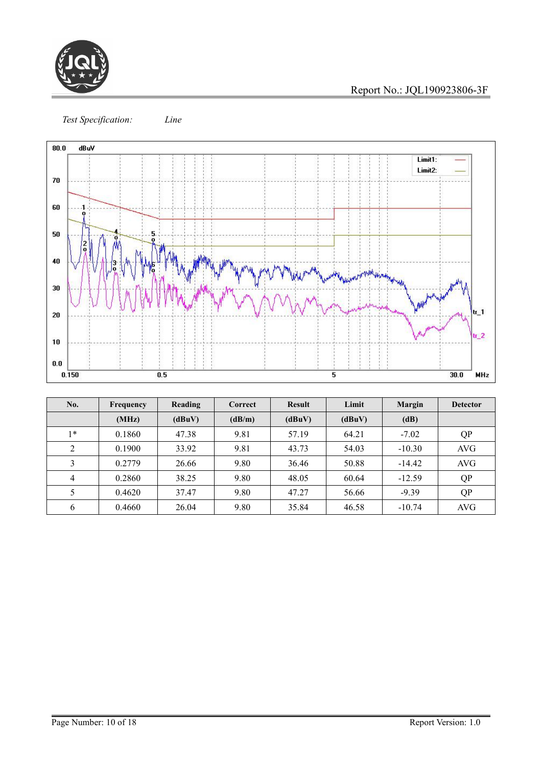*Test Specification:* *Line*

| No. | Frequency | Reading | Correct | Result | Limit | Margin | Detector |
|---|---|---|---|---|---|---|---|
| | (MHz) | (dBuV) | (dB/m) | (dBuV) | (dBuV) | (dB) | |
| 1* | 0.1860 | 47.38 | 9.81 | 57.19 | 64.21 | -7.02 | QP |
| 2 | 0.1900 | 33.92 | 9.81 | 43.73 | 54.03 | -10.30 | AVG |
| 3 | 0.2779 | 26.66 | 9.80 | 36.46 | 50.88 | -14.42 | AVG |
| 4 | 0.2860 | 38.25 | 9.80 | 48.05 | 60.64 | -12.59 | QP |
| 5 | 0.4620 | 37.47 | 9.80 | 47.27 | 56.66 | -9.39 | QP |
| 6 | 0.4660 | 26.04 | 9.80 | 35.84 | 46.58 | -10.74 | AVG |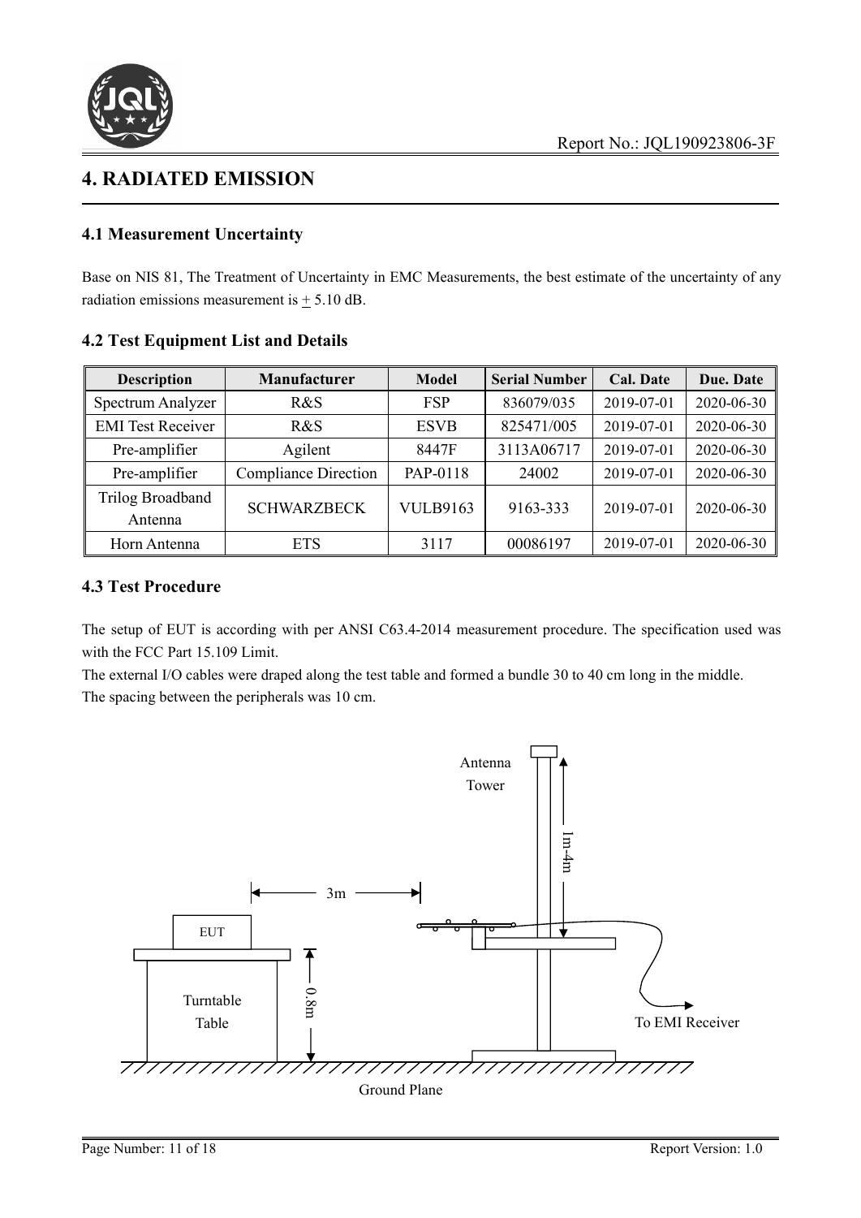# 4. RADIATED EMISSION

## 4.1 Measurement Uncertainty

Base on NIS 81, The Treatment of Uncertainty in EMC Measurements, the best estimate of the uncertainty of any radiation emissions measurement is ± 5.10 dB.

## 4.2 Test Equipment List and Details

| Description | Manufacturer | Model | Serial Number | Cal. Date | Due. Date |
|---|---|---|---|---|---|
| Spectrum Analyzer | R&S | FSP | 836079/035 | 2019-07-01 | 2020-06-30 |
| EMI Test Receiver | R&S | ESVB | 825471/005 | 2019-07-01 | 2020-06-30 |
| Pre-amplifier | Agilent | 8447F | 3113A06717 | 2019-07-01 | 2020-06-30 |
| Pre-amplifier | Compliance Direction | PAP-0118 | 24002 | 2019-07-01 | 2020-06-30 |
| Trilog Broadband Antenna | SCHWARZBECK | VULB9163 | 9163-333 | 2019-07-01 | 2020-06-30 |
| Horn Antenna | ETS | 3117 | 00086197 | 2019-07-01 | 2020-06-30 |

## 4.3 Test Procedure

The setup of EUT is according with per ANSI C63.4-2014 measurement procedure. The specification used was with the FCC Part 15.109 Limit.

The external I/O cables were draped along the test table and formed a bundle 30 to 40 cm long in the middle.

The spacing between the peripherals was 10 cm.

Antenna Tower

1m-4m

3m

EUT

Turntable Table

0.8m

To EMI Receiver

Ground Plane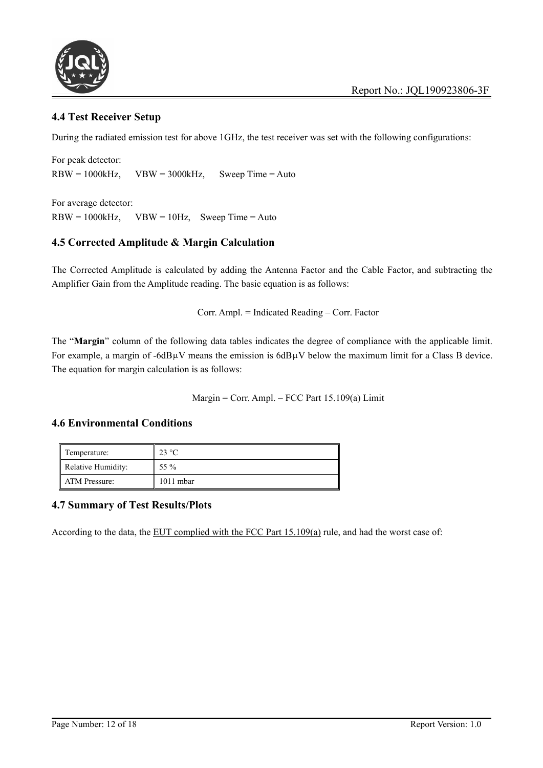### 4.4 Test Receiver Setup

During the radiated emission test for above 1GHz, the test receiver was set with the following configurations:

For peak detector:
RBW = 1000kHz, VBW = 3000kHz, Sweep Time = Auto

For average detector:
RBW = 1000kHz, VBW = 10Hz, Sweep Time = Auto

### 4.5 Corrected Amplitude & Margin Calculation

The Corrected Amplitude is calculated by adding the Antenna Factor and the Cable Factor, and subtracting the Amplifier Gain from the Amplitude reading. The basic equation is as follows:

Corr. Ampl. = Indicated Reading – Corr. Factor

The "**Margin**" column of the following data tables indicates the degree of compliance with the applicable limit. For example, a margin of -6dBμV means the emission is 6dBμV below the maximum limit for a Class B device. The equation for margin calculation is as follows:

Margin = Corr. Ampl. – FCC Part 15.109(a) Limit

### 4.6 Environmental Conditions

| Temperature: | 23 °C |
|---|---|
| Relative Humidity: | 55 % |
| ATM Pressure: | 1011 mbar |

### 4.7 Summary of Test Results/Plots

According to the data, the EUT complied with the FCC Part 15.109(a) rule, and had the worst case of: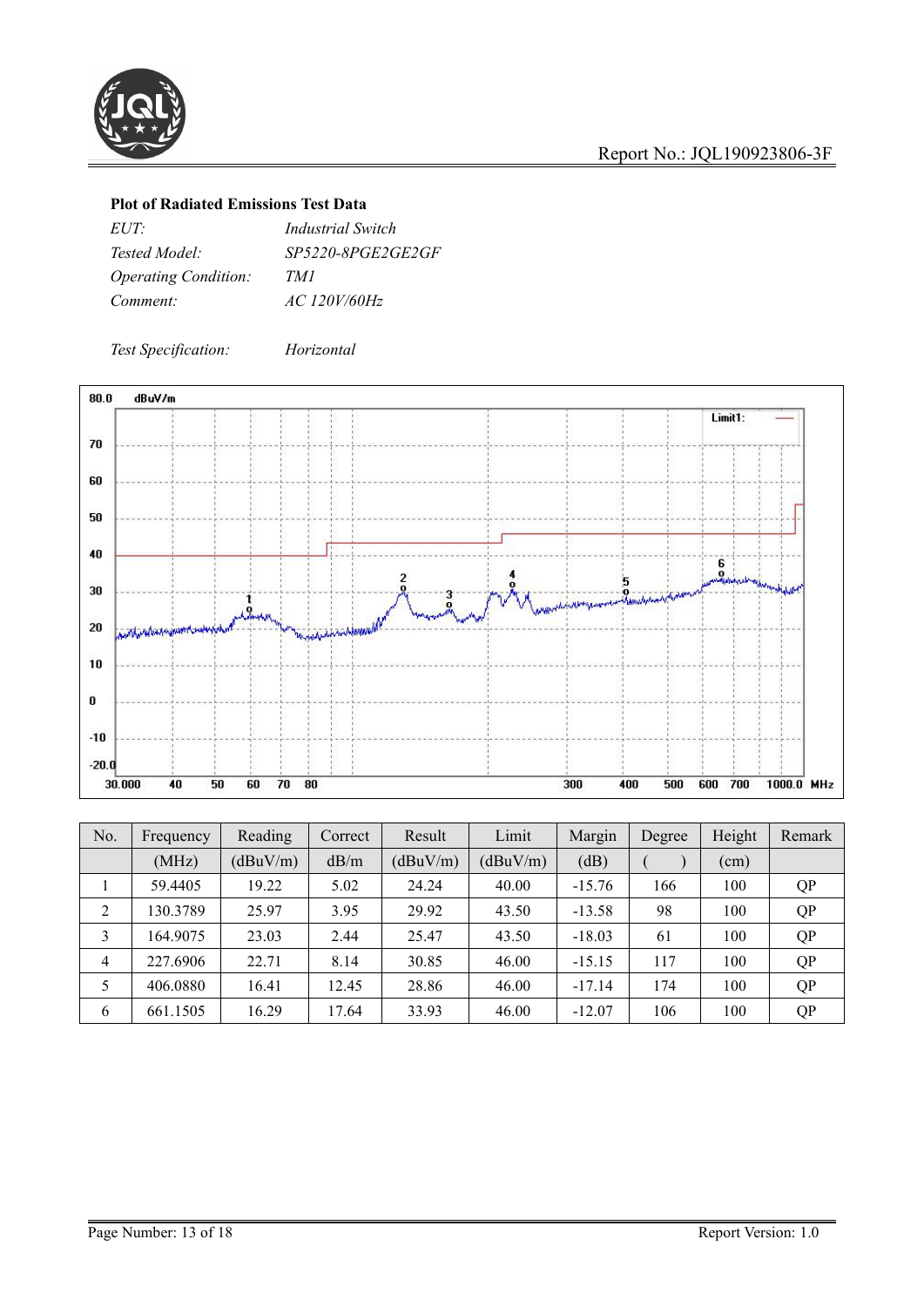**Plot of Radiated Emissions Test Data**

| | |
|---|---|
| *EUT:* | *Industrial Switch* |
| *Tested Model:* | *SP5220-8PGE2GE2GF* |
| *Operating Condition:* | *TM1* |
| *Comment:* | *AC 120V/60Hz* |

*Test Specification:* *Horizontal*

| No. | Frequency | Reading | Correct | Result | Limit | Margin | Degree | Height | Remark |
|---|---|---|---|---|---|---|---|---|---|
| | (MHz) | (dBuV/m) | dB/m | (dBuV/m) | (dBuV/m) | (dB) | ( ) | (cm) | |
| 1 | 59.4405 | 19.22 | 5.02 | 24.24 | 40.00 | -15.76 | 166 | 100 | QP |
| 2 | 130.3789 | 25.97 | 3.95 | 29.92 | 43.50 | -13.58 | 98 | 100 | QP |
| 3 | 164.9075 | 23.03 | 2.44 | 25.47 | 43.50 | -18.03 | 61 | 100 | QP |
| 4 | 227.6906 | 22.71 | 8.14 | 30.85 | 46.00 | -15.15 | 117 | 100 | QP |
| 5 | 406.0880 | 16.41 | 12.45 | 28.86 | 46.00 | -17.14 | 174 | 100 | QP |
| 6 | 661.1505 | 16.29 | 17.64 | 33.93 | 46.00 | -12.07 | 106 | 100 | QP |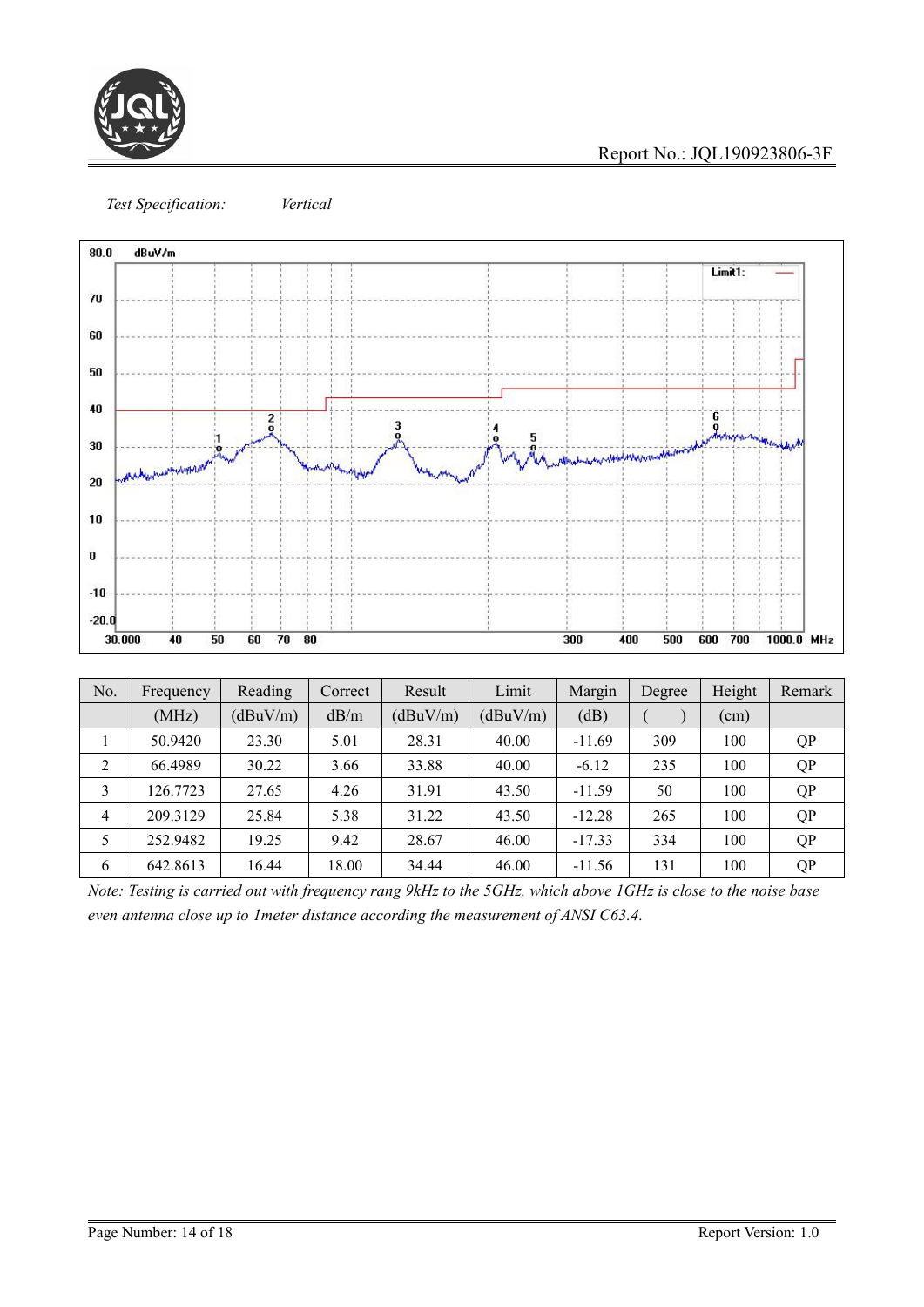*Test Specification:* *Vertical*

| No. | Frequency | Reading | Correct | Result | Limit | Margin | Degree | Height | Remark |
|---|---|---|---|---|---|---|---|---|---|
| | (MHz) | (dBuV/m) | dB/m | (dBuV/m) | (dBuV/m) | (dB) | ( ) | (cm) | |
| 1 | 50.9420 | 23.30 | 5.01 | 28.31 | 40.00 | -11.69 | 309 | 100 | QP |
| 2 | 66.4989 | 30.22 | 3.66 | 33.88 | 40.00 | -6.12 | 235 | 100 | QP |
| 3 | 126.7723 | 27.65 | 4.26 | 31.91 | 43.50 | -11.59 | 50 | 100 | QP |
| 4 | 209.3129 | 25.84 | 5.38 | 31.22 | 43.50 | -12.28 | 265 | 100 | QP |
| 5 | 252.9482 | 19.25 | 9.42 | 28.67 | 46.00 | -17.33 | 334 | 100 | QP |
| 6 | 642.8613 | 16.44 | 18.00 | 34.44 | 46.00 | -11.56 | 131 | 100 | QP |

*Note: Testing is carried out with frequency rang 9kHz to the 5GHz, which above 1GHz is close to the noise base even antenna close up to 1meter distance according the measurement of ANSI C63.4.*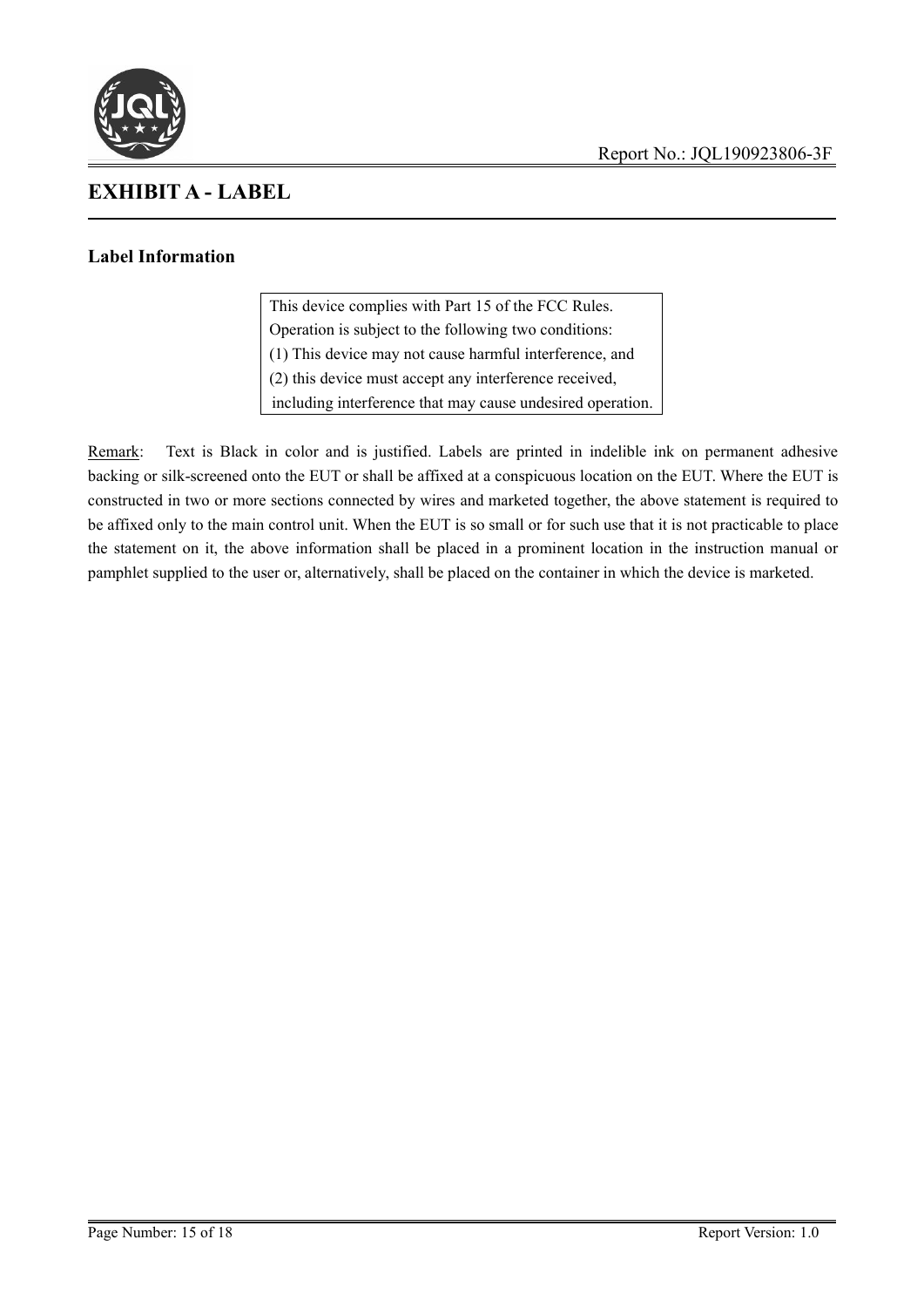# EXHIBIT A - LABEL

## Label Information

> This device complies with Part 15 of the FCC Rules.
> Operation is subject to the following two conditions:
> (1) This device may not cause harmful interference, and
> (2) this device must accept any interference received,
> including interference that may cause undesired operation.

Remark: Text is Black in color and is justified. Labels are printed in indelible ink on permanent adhesive backing or silk-screened onto the EUT or shall be affixed at a conspicuous location on the EUT. Where the EUT is constructed in two or more sections connected by wires and marketed together, the above statement is required to be affixed only to the main control unit. When the EUT is so small or for such use that it is not practicable to place the statement on it, the above information shall be placed in a prominent location in the instruction manual or pamphlet supplied to the user or, alternatively, shall be placed on the container in which the device is marketed.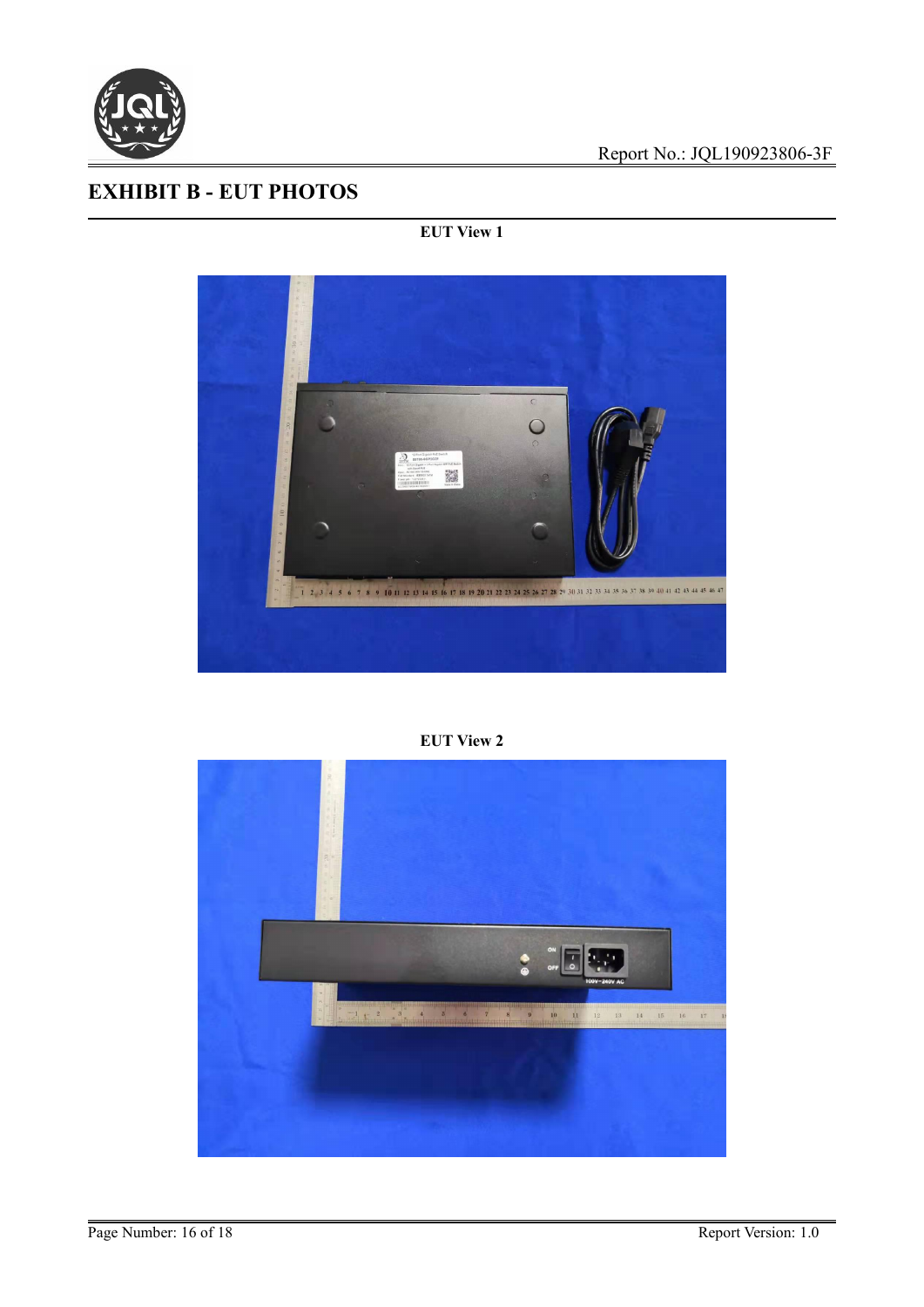## EXHIBIT B - EUT PHOTOS

**EUT View 1**

**EUT View 2**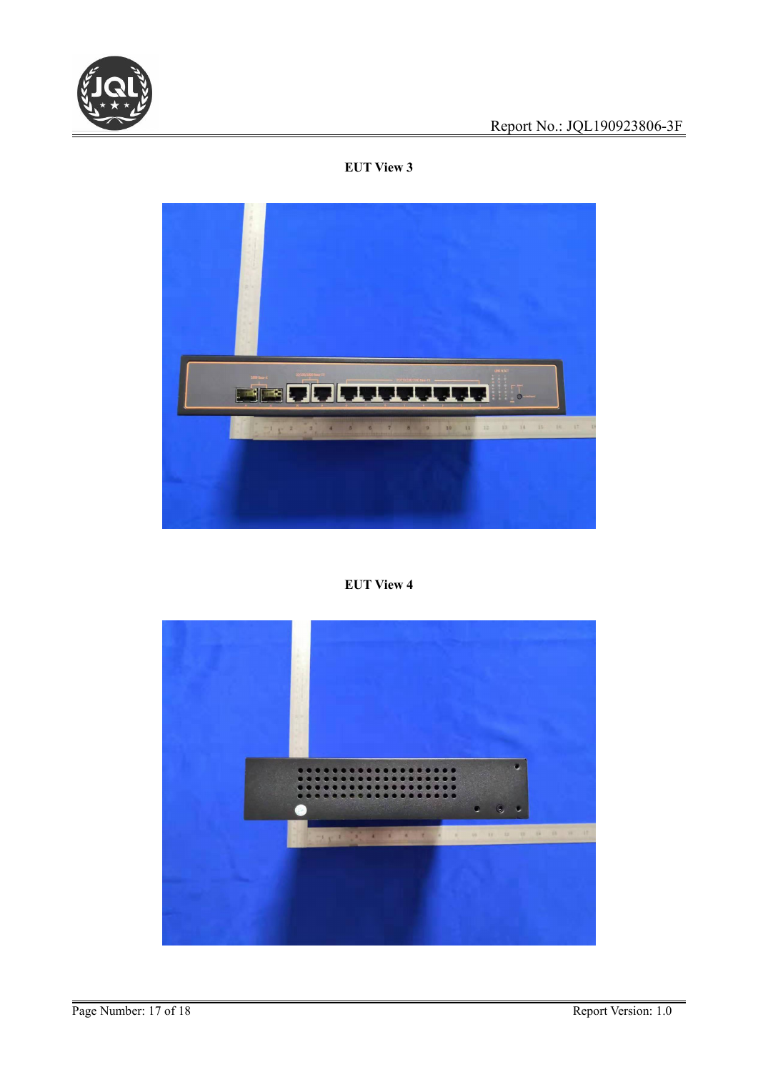**EUT View 3**

**EUT View 4**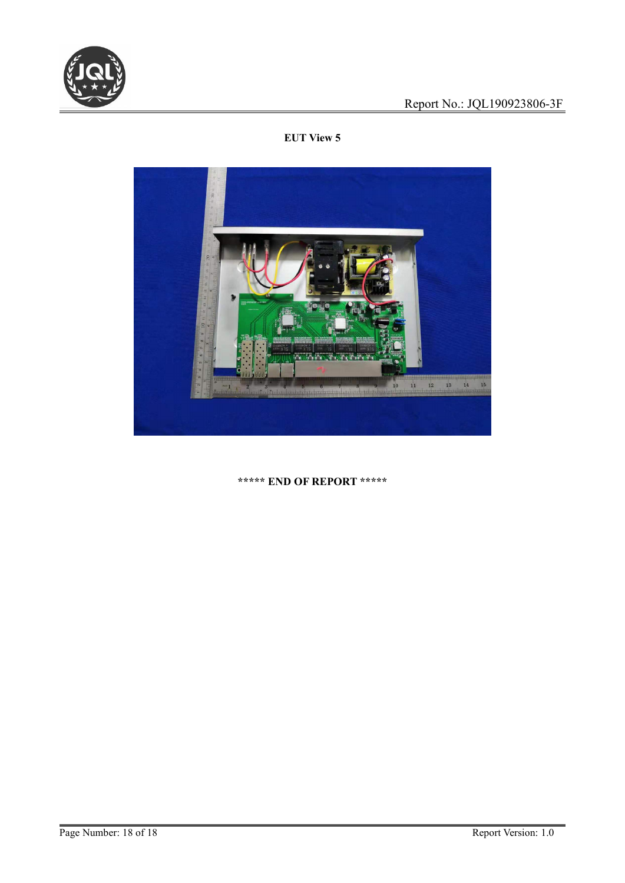**EUT View 5**

***** END OF REPORT *****